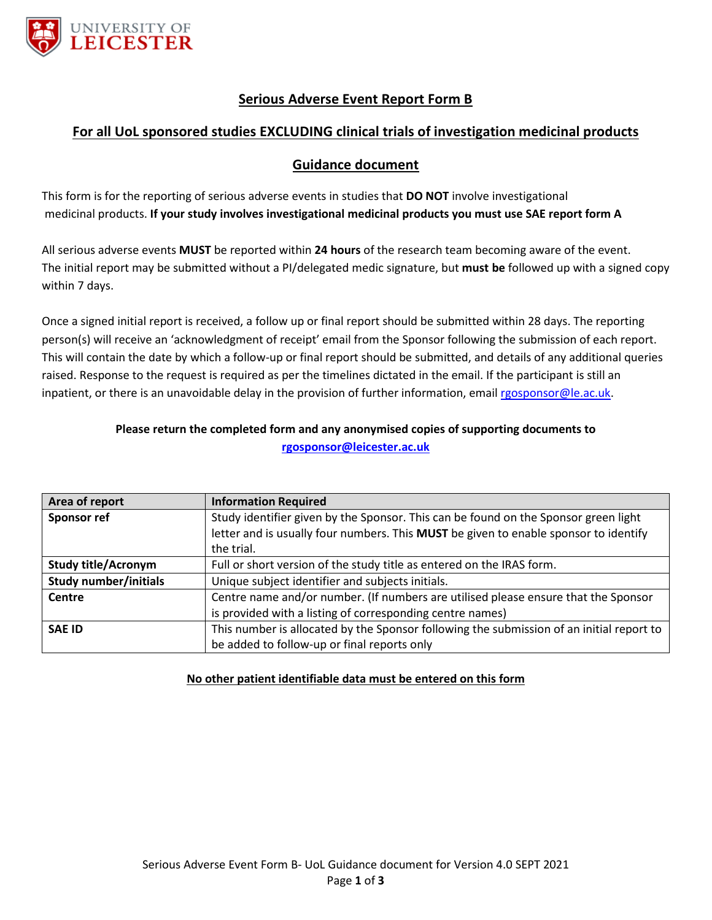## Serious Adverse Event Report Form B

## For all UoL sponsored studies EXCLUDING clinical trials of investigation medicinal products

## Guidance document

This form is for the reporting of serious adverse events in studies that **DO NOT** involve investigational medicinal products. **If your study involves investigational medicinal products you must use SAE report form A**

All serious adverse events **MUST** be reported within **24 hours** of the research team becoming aware of the event. The initial report may be submitted without a PI/delegated medic signature, but **must be** followed up with a signed copy within 7 days.

Once a signed initial report is received, a follow up or final report should be submitted within 28 days. The reporting person(s) will receive an 'acknowledgment of receipt' email from the Sponsor following the submission of each report. This will contain the date by which a follow-up or final report should be submitted, and details of any additional queries raised. Response to the request is required as per the timelines dictated in the email. If the participant is still an inpatient, or there is an unavoidable delay in the provision of further information, email rgosponsor@le.ac.uk.

**Please return the completed form and any anonymised copies of supporting documents to rgosponsor@leicester.ac.uk**

| Area of report | Information Required |
|---|---|
| **Sponsor ref** | Study identifier given by the Sponsor. This can be found on the Sponsor green light letter and is usually four numbers. This **MUST** be given to enable sponsor to identify the trial. |
| **Study title/Acronym** | Full or short version of the study title as entered on the IRAS form. |
| **Study number/initials** | Unique subject identifier and subjects initials. |
| **Centre** | Centre name and/or number. (If numbers are utilised please ensure that the Sponsor is provided with a listing of corresponding centre names) |
| **SAE ID** | This number is allocated by the Sponsor following the submission of an initial report to be added to follow-up or final reports only |

**No other patient identifiable data must be entered on this form**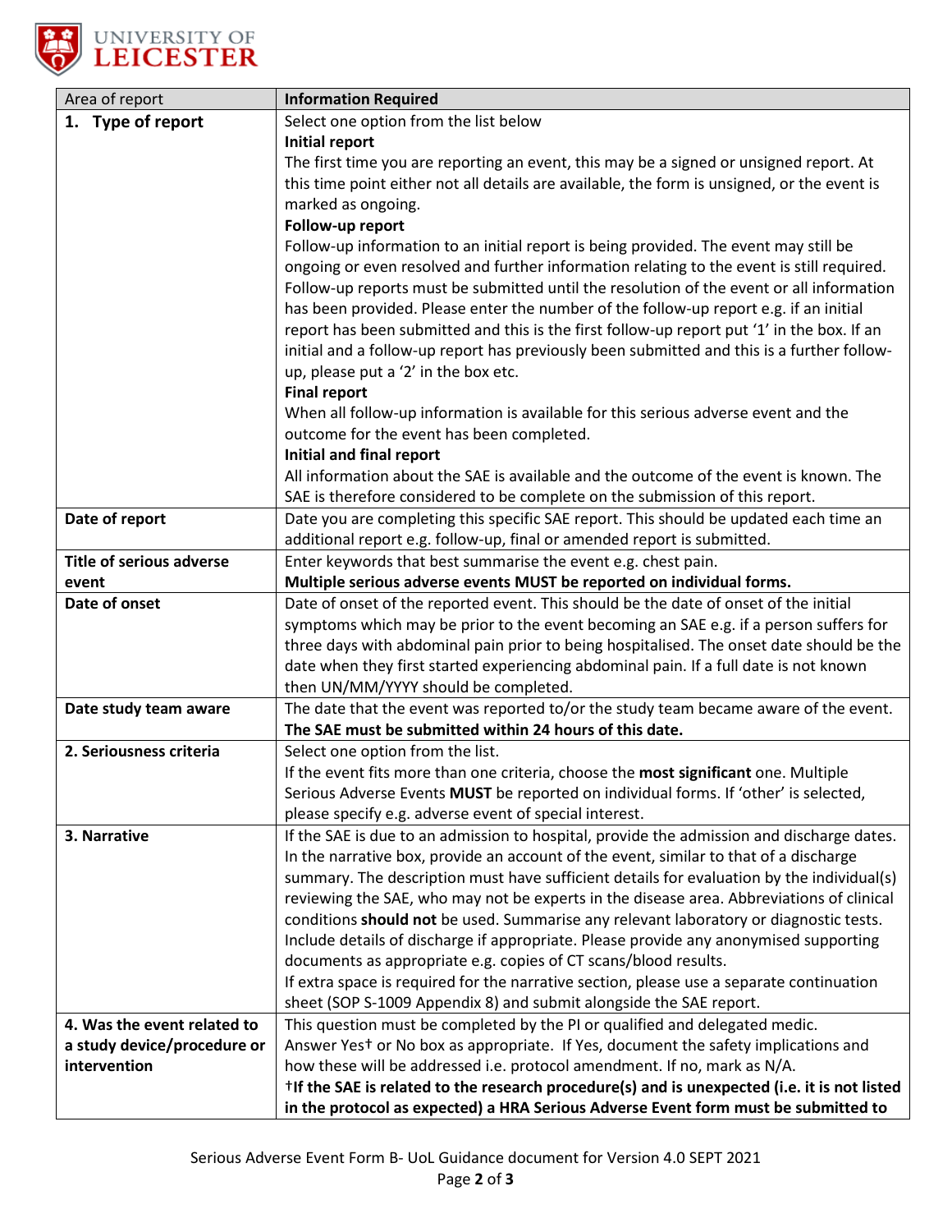| Area of report | Information Required |
|---|---|
| **1. Type of report** | Select one option from the list below<br>**Initial report**<br>The first time you are reporting an event, this may be a signed or unsigned report. At this time point either not all details are available, the form is unsigned, or the event is marked as ongoing.<br>**Follow-up report**<br>Follow-up information to an initial report is being provided. The event may still be ongoing or even resolved and further information relating to the event is still required. Follow-up reports must be submitted until the resolution of the event or all information has been provided. Please enter the number of the follow-up report e.g. if an initial report has been submitted and this is the first follow-up report put '1' in the box. If an initial and a follow-up report has previously been submitted and this is a further follow-up, please put a '2' in the box etc.<br>**Final report**<br>When all follow-up information is available for this serious adverse event and the outcome for the event has been completed.<br>**Initial and final report**<br>All information about the SAE is available and the outcome of the event is known. The SAE is therefore considered to be complete on the submission of this report. |
| **Date of report** | Date you are completing this specific SAE report. This should be updated each time an additional report e.g. follow-up, final or amended report is submitted. |
| **Title of serious adverse event** | Enter keywords that best summarise the event e.g. chest pain.<br>**Multiple serious adverse events MUST be reported on individual forms.** |
| **Date of onset** | Date of onset of the reported event. This should be the date of onset of the initial symptoms which may be prior to the event becoming an SAE e.g. if a person suffers for three days with abdominal pain prior to being hospitalised. The onset date should be the date when they first started experiencing abdominal pain. If a full date is not known then UN/MM/YYYY should be completed. |
| **Date study team aware** | The date that the event was reported to/or the study team became aware of the event.<br>**The SAE must be submitted within 24 hours of this date.** |
| **2. Seriousness criteria** | Select one option from the list.<br>If the event fits more than one criteria, choose the **most significant** one. Multiple Serious Adverse Events **MUST** be reported on individual forms. If 'other' is selected, please specify e.g. adverse event of special interest. |
| **3. Narrative** | If the SAE is due to an admission to hospital, provide the admission and discharge dates. In the narrative box, provide an account of the event, similar to that of a discharge summary. The description must have sufficient details for evaluation by the individual(s) reviewing the SAE, who may not be experts in the disease area. Abbreviations of clinical conditions **should not** be used. Summarise any relevant laboratory or diagnostic tests. Include details of discharge if appropriate. Please provide any anonymised supporting documents as appropriate e.g. copies of CT scans/blood results.<br>If extra space is required for the narrative section, please use a separate continuation sheet (SOP S-1009 Appendix 8) and submit alongside the SAE report. |
| **4. Was the event related to a study device/procedure or intervention** | This question must be completed by the PI or qualified and delegated medic.<br>Answer Yes† or No box as appropriate. If Yes, document the safety implications and how these will be addressed i.e. protocol amendment. If no, mark as N/A.<br>†**If the SAE is related to the research procedure(s) and is unexpected (i.e. it is not listed in the protocol as expected) a HRA Serious Adverse Event form must be submitted to** |

Serious Adverse Event Form B- UoL Guidance document for Version 4.0 SEPT 2021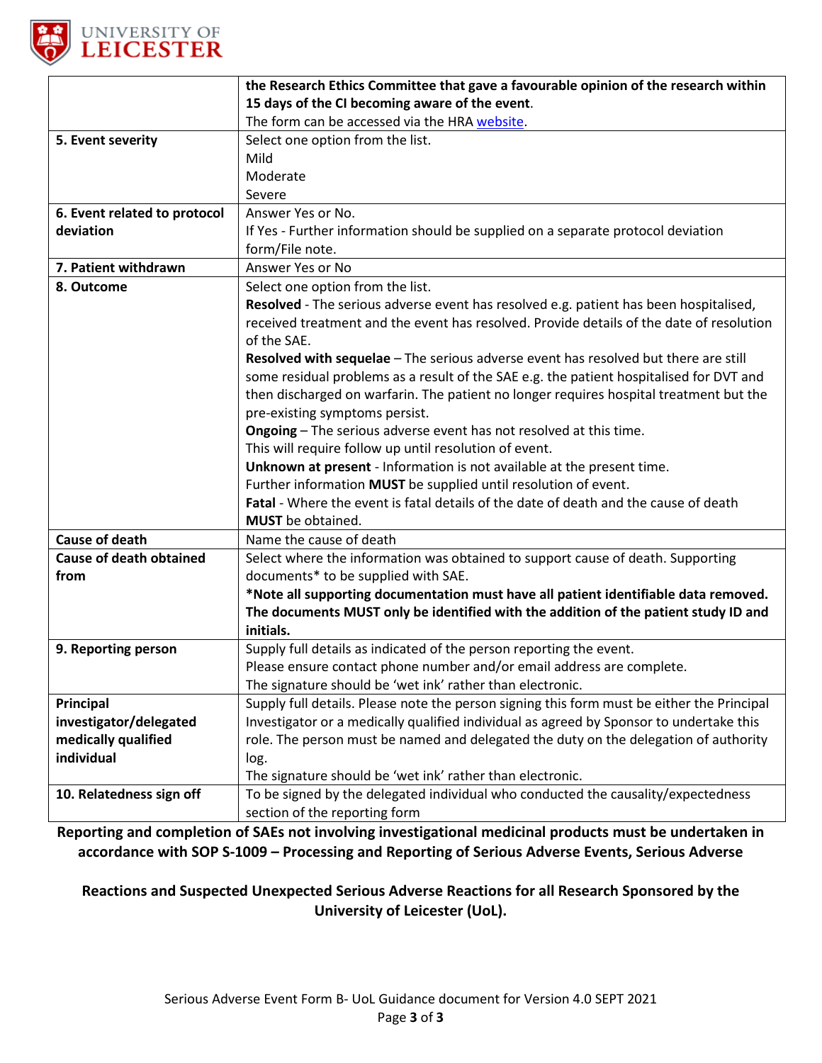| | |
|---|---|
| | **the Research Ethics Committee that gave a favourable opinion of the research within 15 days of the CI becoming aware of the event**. The form can be accessed via the HRA website. |
| **5. Event severity** | Select one option from the list.<br>Mild<br>Moderate<br>Severe |
| **6. Event related to protocol deviation** | Answer Yes or No.<br>If Yes - Further information should be supplied on a separate protocol deviation form/File note. |
| **7. Patient withdrawn** | Answer Yes or No |
| **8. Outcome** | Select one option from the list.<br>**Resolved** - The serious adverse event has resolved e.g. patient has been hospitalised, received treatment and the event has resolved. Provide details of the date of resolution of the SAE.<br>**Resolved with sequelae** – The serious adverse event has resolved but there are still some residual problems as a result of the SAE e.g. the patient hospitalised for DVT and then discharged on warfarin. The patient no longer requires hospital treatment but the pre-existing symptoms persist.<br>**Ongoing** – The serious adverse event has not resolved at this time. This will require follow up until resolution of event.<br>**Unknown at present** - Information is not available at the present time. Further information **MUST** be supplied until resolution of event.<br>**Fatal** - Where the event is fatal details of the date of death and the cause of death **MUST** be obtained. |
| **Cause of death** | Name the cause of death |
| **Cause of death obtained from** | Select where the information was obtained to support cause of death. Supporting documents* to be supplied with SAE.<br>***Note all supporting documentation must have all patient identifiable data removed. The documents MUST only be identified with the addition of the patient study ID and initials.** |
| **9. Reporting person** | Supply full details as indicated of the person reporting the event.<br>Please ensure contact phone number and/or email address are complete.<br>The signature should be 'wet ink' rather than electronic. |
| **Principal investigator/delegated medically qualified individual** | Supply full details. Please note the person signing this form must be either the Principal Investigator or a medically qualified individual as agreed by Sponsor to undertake this role. The person must be named and delegated the duty on the delegation of authority log.<br>The signature should be 'wet ink' rather than electronic. |
| **10. Relatedness sign off** | To be signed by the delegated individual who conducted the causality/expectedness section of the reporting form |

**Reporting and completion of SAEs not involving investigational medicinal products must be undertaken in accordance with SOP S-1009 – Processing and Reporting of Serious Adverse Events, Serious Adverse Reactions and Suspected Unexpected Serious Adverse Reactions for all Research Sponsored by the University of Leicester (UoL).**